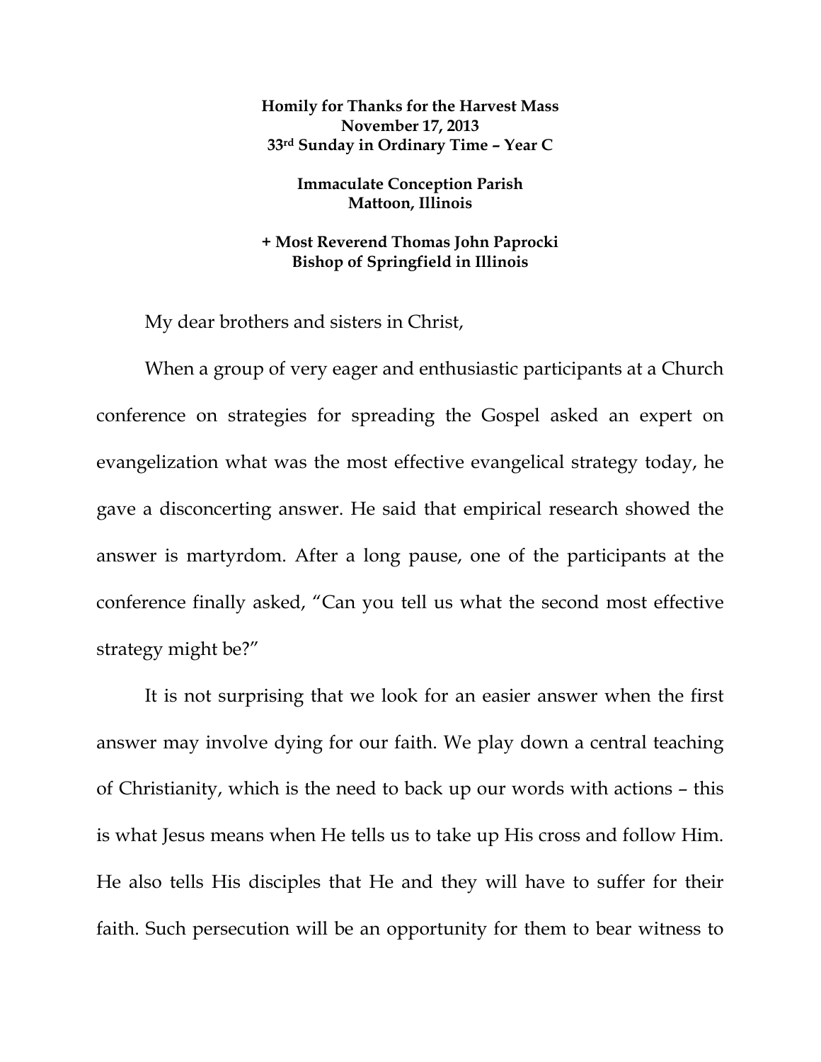**Homily for Thanks for the Harvest Mass**
**November 17, 2013**
**33rd Sunday in Ordinary Time – Year C**

**Immaculate Conception Parish**
**Mattoon, Illinois**

**+ Most Reverend Thomas John Paprocki**
**Bishop of Springfield in Illinois**

My dear brothers and sisters in Christ,

When a group of very eager and enthusiastic participants at a Church conference on strategies for spreading the Gospel asked an expert on evangelization what was the most effective evangelical strategy today, he gave a disconcerting answer. He said that empirical research showed the answer is martyrdom. After a long pause, one of the participants at the conference finally asked, "Can you tell us what the second most effective strategy might be?"

It is not surprising that we look for an easier answer when the first answer may involve dying for our faith. We play down a central teaching of Christianity, which is the need to back up our words with actions – this is what Jesus means when He tells us to take up His cross and follow Him. He also tells His disciples that He and they will have to suffer for their faith. Such persecution will be an opportunity for them to bear witness to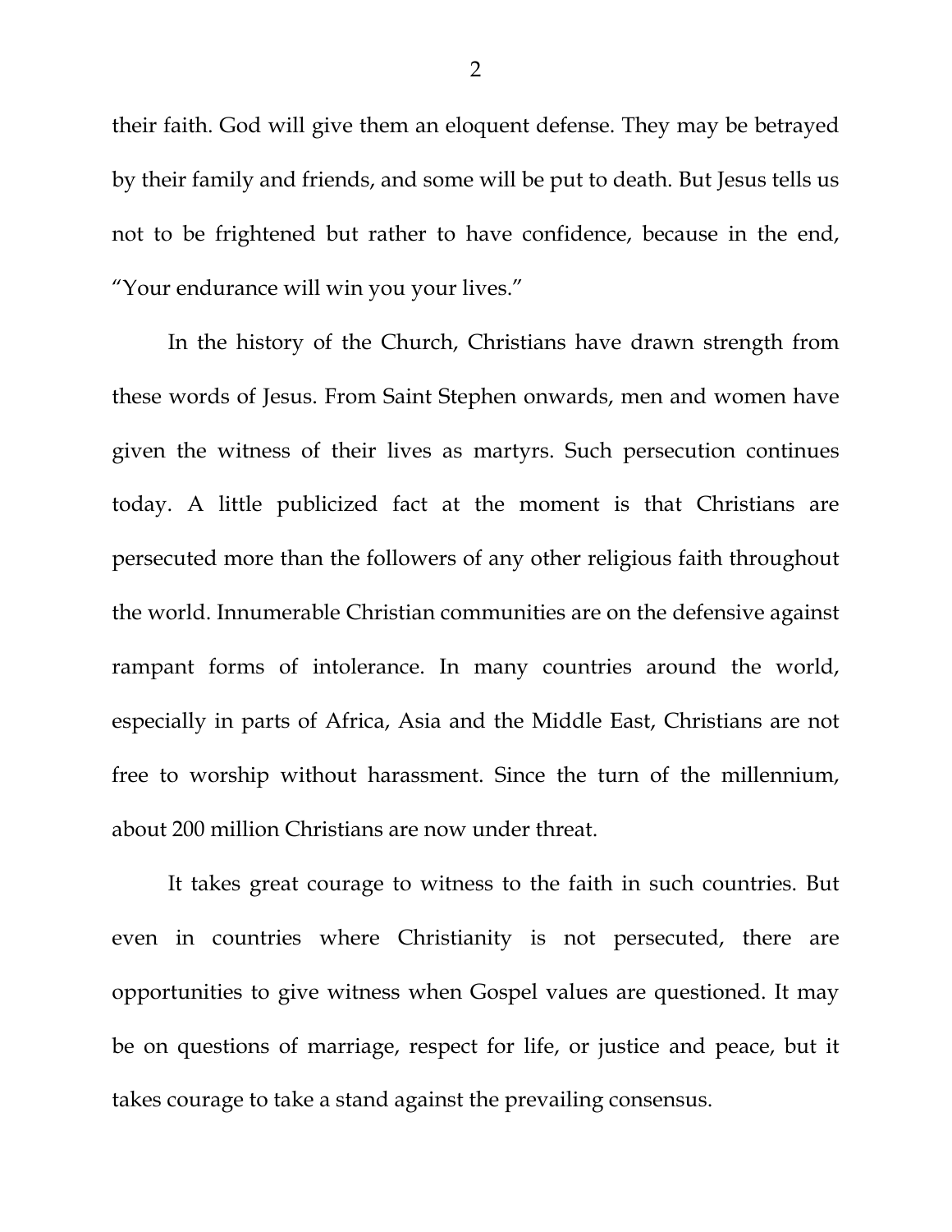their faith. God will give them an eloquent defense. They may be betrayed by their family and friends, and some will be put to death. But Jesus tells us not to be frightened but rather to have confidence, because in the end, "Your endurance will win you your lives."

In the history of the Church, Christians have drawn strength from these words of Jesus. From Saint Stephen onwards, men and women have given the witness of their lives as martyrs. Such persecution continues today. A little publicized fact at the moment is that Christians are persecuted more than the followers of any other religious faith throughout the world. Innumerable Christian communities are on the defensive against rampant forms of intolerance. In many countries around the world, especially in parts of Africa, Asia and the Middle East, Christians are not free to worship without harassment. Since the turn of the millennium, about 200 million Christians are now under threat.

It takes great courage to witness to the faith in such countries. But even in countries where Christianity is not persecuted, there are opportunities to give witness when Gospel values are questioned. It may be on questions of marriage, respect for life, or justice and peace, but it takes courage to take a stand against the prevailing consensus.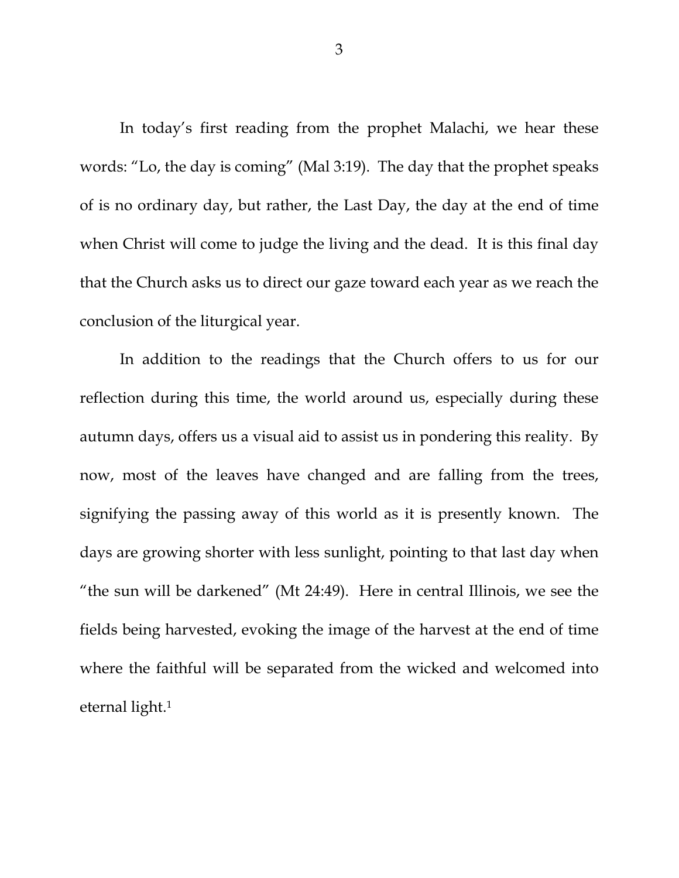In today's first reading from the prophet Malachi, we hear these words: "Lo, the day is coming" (Mal 3:19). The day that the prophet speaks of is no ordinary day, but rather, the Last Day, the day at the end of time when Christ will come to judge the living and the dead. It is this final day that the Church asks us to direct our gaze toward each year as we reach the conclusion of the liturgical year.

In addition to the readings that the Church offers to us for our reflection during this time, the world around us, especially during these autumn days, offers us a visual aid to assist us in pondering this reality. By now, most of the leaves have changed and are falling from the trees, signifying the passing away of this world as it is presently known. The days are growing shorter with less sunlight, pointing to that last day when "the sun will be darkened" (Mt 24:49). Here in central Illinois, we see the fields being harvested, evoking the image of the harvest at the end of time where the faithful will be separated from the wicked and welcomed into eternal light.[1]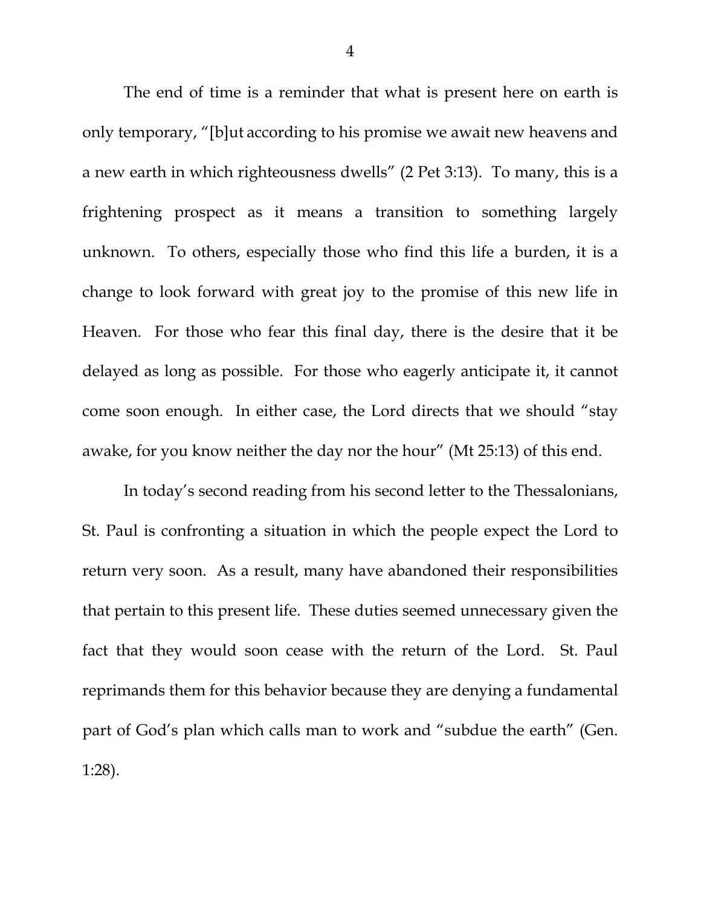The end of time is a reminder that what is present here on earth is only temporary, "[b]ut according to his promise we await new heavens and a new earth in which righteousness dwells" (2 Pet 3:13). To many, this is a frightening prospect as it means a transition to something largely unknown. To others, especially those who find this life a burden, it is a change to look forward with great joy to the promise of this new life in Heaven. For those who fear this final day, there is the desire that it be delayed as long as possible. For those who eagerly anticipate it, it cannot come soon enough. In either case, the Lord directs that we should "stay awake, for you know neither the day nor the hour" (Mt 25:13) of this end.

In today's second reading from his second letter to the Thessalonians, St. Paul is confronting a situation in which the people expect the Lord to return very soon. As a result, many have abandoned their responsibilities that pertain to this present life. These duties seemed unnecessary given the fact that they would soon cease with the return of the Lord. St. Paul reprimands them for this behavior because they are denying a fundamental part of God's plan which calls man to work and "subdue the earth" (Gen. 1:28).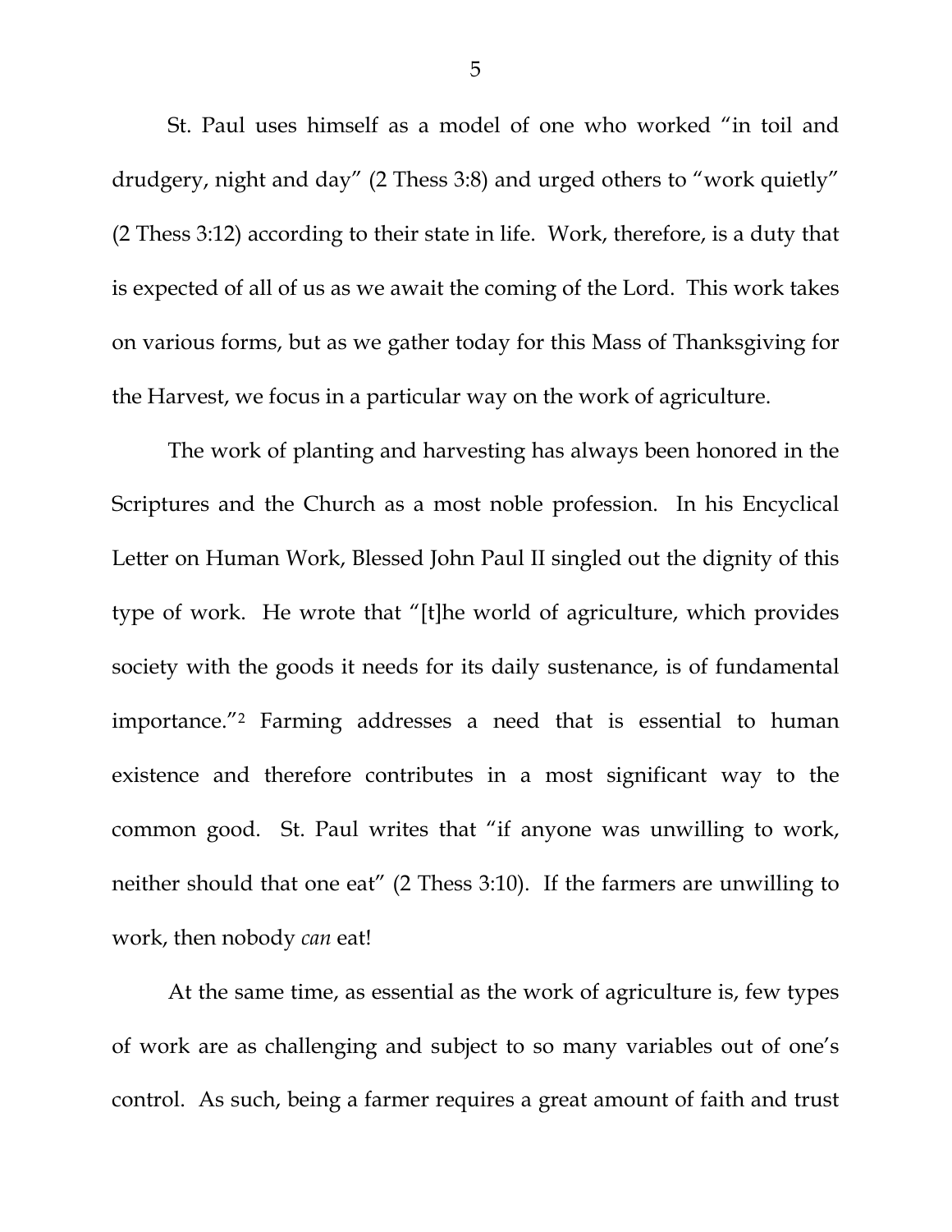St. Paul uses himself as a model of one who worked "in toil and drudgery, night and day" (2 Thess 3:8) and urged others to "work quietly" (2 Thess 3:12) according to their state in life. Work, therefore, is a duty that is expected of all of us as we await the coming of the Lord. This work takes on various forms, but as we gather today for this Mass of Thanksgiving for the Harvest, we focus in a particular way on the work of agriculture.

The work of planting and harvesting has always been honored in the Scriptures and the Church as a most noble profession. In his Encyclical Letter on Human Work, Blessed John Paul II singled out the dignity of this type of work. He wrote that "[t]he world of agriculture, which provides society with the goods it needs for its daily sustenance, is of fundamental importance."[2] Farming addresses a need that is essential to human existence and therefore contributes in a most significant way to the common good. St. Paul writes that "if anyone was unwilling to work, neither should that one eat" (2 Thess 3:10). If the farmers are unwilling to work, then nobody *can* eat!

At the same time, as essential as the work of agriculture is, few types of work are as challenging and subject to so many variables out of one's control. As such, being a farmer requires a great amount of faith and trust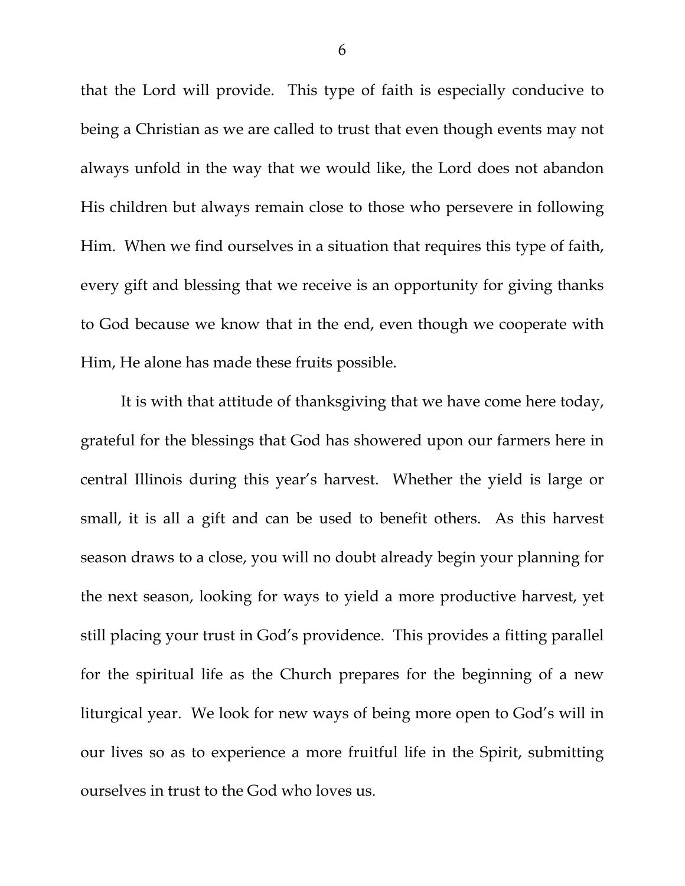that the Lord will provide. This type of faith is especially conducive to being a Christian as we are called to trust that even though events may not always unfold in the way that we would like, the Lord does not abandon His children but always remain close to those who persevere in following Him. When we find ourselves in a situation that requires this type of faith, every gift and blessing that we receive is an opportunity for giving thanks to God because we know that in the end, even though we cooperate with Him, He alone has made these fruits possible.

It is with that attitude of thanksgiving that we have come here today, grateful for the blessings that God has showered upon our farmers here in central Illinois during this year's harvest. Whether the yield is large or small, it is all a gift and can be used to benefit others. As this harvest season draws to a close, you will no doubt already begin your planning for the next season, looking for ways to yield a more productive harvest, yet still placing your trust in God's providence. This provides a fitting parallel for the spiritual life as the Church prepares for the beginning of a new liturgical year. We look for new ways of being more open to God's will in our lives so as to experience a more fruitful life in the Spirit, submitting ourselves in trust to the God who loves us.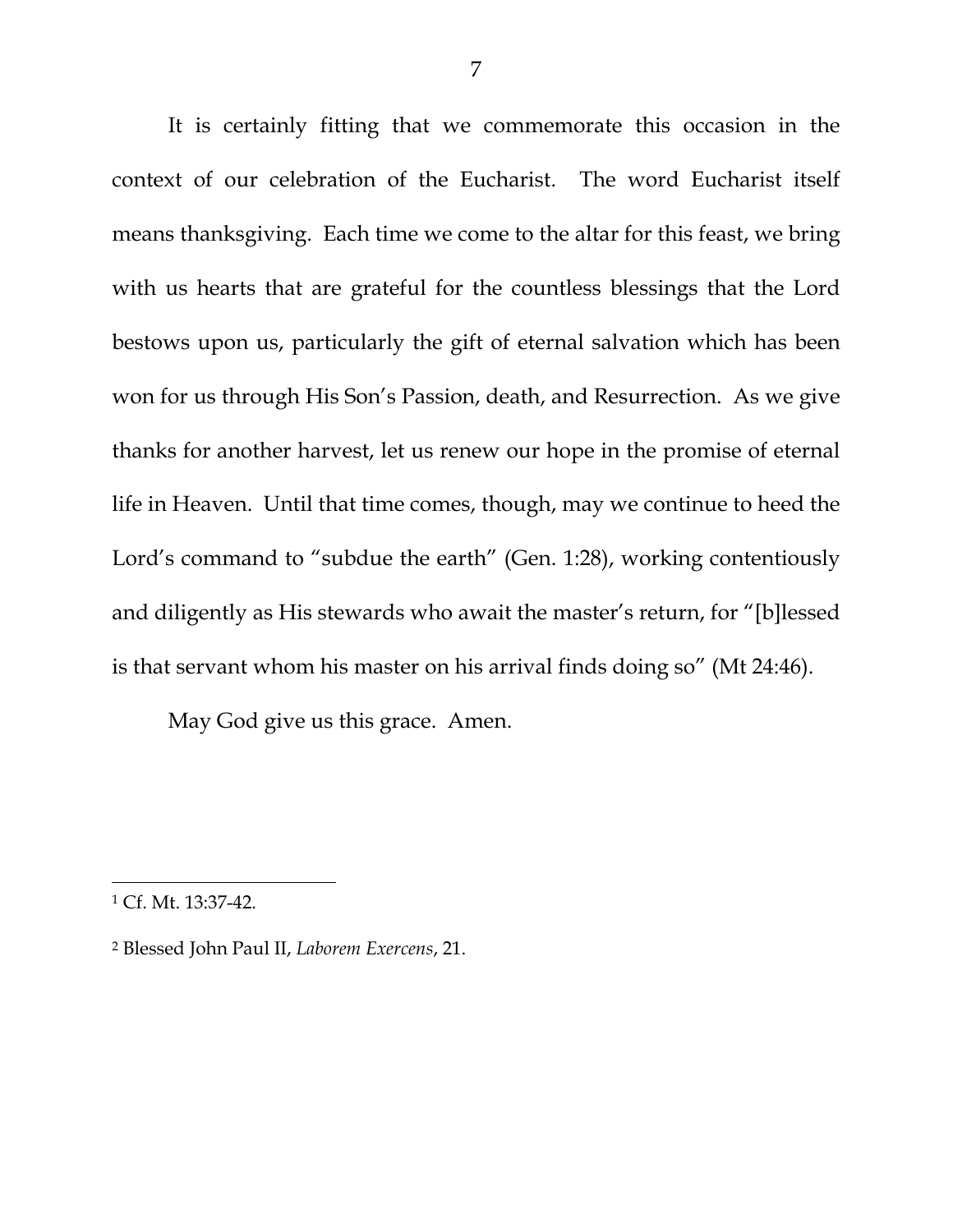It is certainly fitting that we commemorate this occasion in the context of our celebration of the Eucharist. The word Eucharist itself means thanksgiving. Each time we come to the altar for this feast, we bring with us hearts that are grateful for the countless blessings that the Lord bestows upon us, particularly the gift of eternal salvation which has been won for us through His Son's Passion, death, and Resurrection. As we give thanks for another harvest, let us renew our hope in the promise of eternal life in Heaven. Until that time comes, though, may we continue to heed the Lord's command to "subdue the earth" (Gen. 1:28), working contentiously and diligently as His stewards who await the master's return, for "[b]lessed is that servant whom his master on his arrival finds doing so" (Mt 24:46).

May God give us this grace. Amen.

---

[1] Cf. Mt. 13:37-42.

[2] Blessed John Paul II, *Laborem Exercens*, 21.